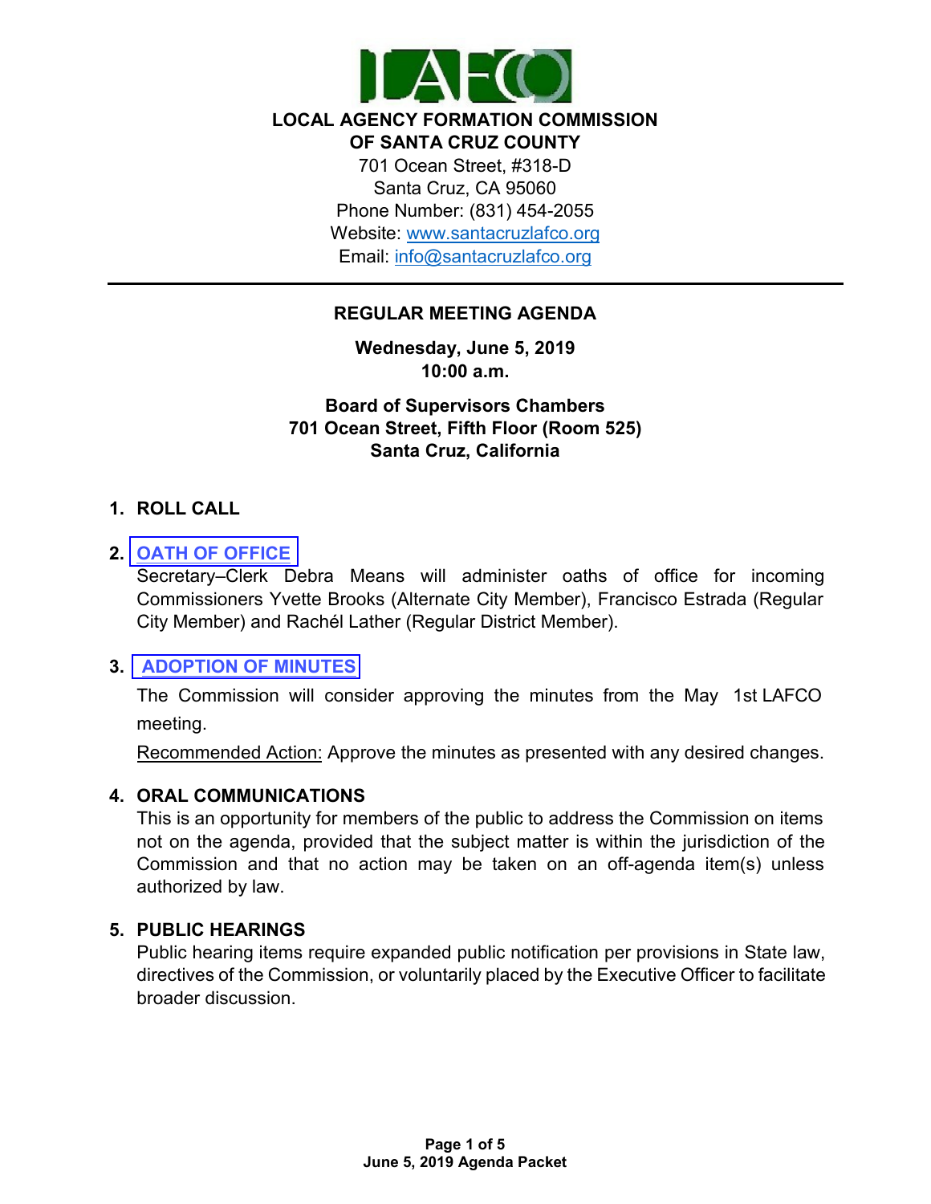**LOCAL AGENCY FORMATION COMMISSION OF SANTA CRUZ COUNTY**

701 Ocean Street, #318-D
Santa Cruz, CA 95060
Phone Number: (831) 454-2055
Website: www.santacruzlafco.org
Email: info@santacruzlafco.org

---

## REGULAR MEETING AGENDA

**Wednesday, June 5, 2019**
**10:00 a.m.**

**Board of Supervisors Chambers**
**701 Ocean Street, Fifth Floor (Room 525)**
**Santa Cruz, California**

### 1. ROLL CALL

### 2. OATH OF OFFICE

Secretary–Clerk Debra Means will administer oaths of office for incoming Commissioners Yvette Brooks (Alternate City Member), Francisco Estrada (Regular City Member) and Rachél Lather (Regular District Member).

### 3. ADOPTION OF MINUTES

The Commission will consider approving the minutes from the May 1st LAFCO meeting.

Recommended Action: Approve the minutes as presented with any desired changes.

### 4. ORAL COMMUNICATIONS

This is an opportunity for members of the public to address the Commission on items not on the agenda, provided that the subject matter is within the jurisdiction of the Commission and that no action may be taken on an off-agenda item(s) unless authorized by law.

### 5. PUBLIC HEARINGS

Public hearing items require expanded public notification per provisions in State law, directives of the Commission, or voluntarily placed by the Executive Officer to facilitate broader discussion.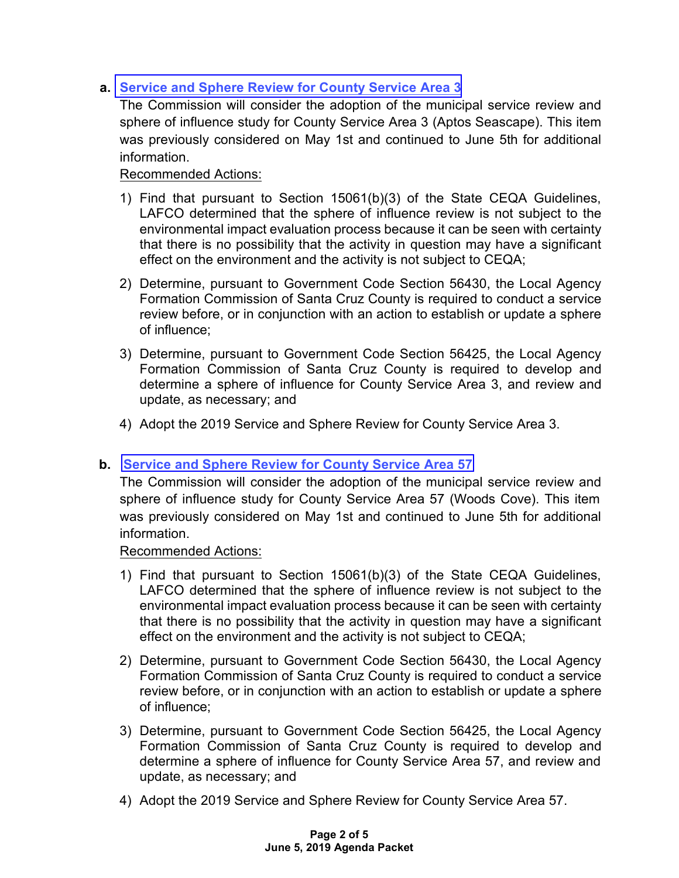**a.** **Service and Sphere Review for County Service Area 3**

The Commission will consider the adoption of the municipal service review and sphere of influence study for County Service Area 3 (Aptos Seascape). This item was previously considered on May 1st and continued to June 5th for additional information.

Recommended Actions:

1) Find that pursuant to Section 15061(b)(3) of the State CEQA Guidelines, LAFCO determined that the sphere of influence review is not subject to the environmental impact evaluation process because it can be seen with certainty that there is no possibility that the activity in question may have a significant effect on the environment and the activity is not subject to CEQA;
2) Determine, pursuant to Government Code Section 56430, the Local Agency Formation Commission of Santa Cruz County is required to conduct a service review before, or in conjunction with an action to establish or update a sphere of influence;
3) Determine, pursuant to Government Code Section 56425, the Local Agency Formation Commission of Santa Cruz County is required to develop and determine a sphere of influence for County Service Area 3, and review and update, as necessary; and
4) Adopt the 2019 Service and Sphere Review for County Service Area 3.

**b.** **Service and Sphere Review for County Service Area 57**

The Commission will consider the adoption of the municipal service review and sphere of influence study for County Service Area 57 (Woods Cove). This item was previously considered on May 1st and continued to June 5th for additional information.

Recommended Actions:

1) Find that pursuant to Section 15061(b)(3) of the State CEQA Guidelines, LAFCO determined that the sphere of influence review is not subject to the environmental impact evaluation process because it can be seen with certainty that there is no possibility that the activity in question may have a significant effect on the environment and the activity is not subject to CEQA;
2) Determine, pursuant to Government Code Section 56430, the Local Agency Formation Commission of Santa Cruz County is required to conduct a service review before, or in conjunction with an action to establish or update a sphere of influence;
3) Determine, pursuant to Government Code Section 56425, the Local Agency Formation Commission of Santa Cruz County is required to develop and determine a sphere of influence for County Service Area 57, and review and update, as necessary; and
4) Adopt the 2019 Service and Sphere Review for County Service Area 57.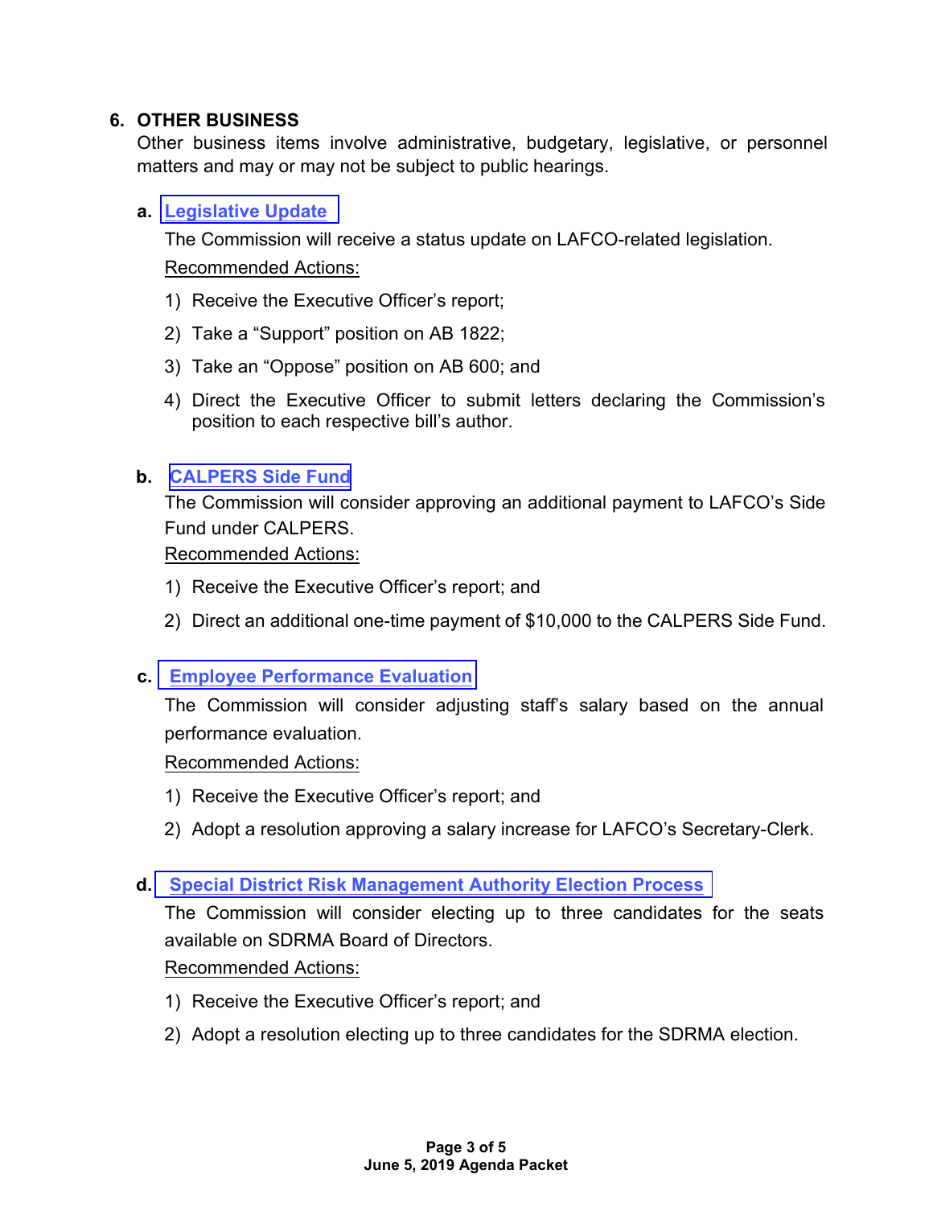## 6. OTHER BUSINESS

Other business items involve administrative, budgetary, legislative, or personnel matters and may or may not be subject to public hearings.

### a. Legislative Update

The Commission will receive a status update on LAFCO-related legislation.

Recommended Actions:

1) Receive the Executive Officer's report;
2) Take a "Support" position on AB 1822;
3) Take an "Oppose" position on AB 600; and
4) Direct the Executive Officer to submit letters declaring the Commission's position to each respective bill's author.

### b. CALPERS Side Fund

The Commission will consider approving an additional payment to LAFCO's Side Fund under CALPERS.

Recommended Actions:

1) Receive the Executive Officer's report; and
2) Direct an additional one-time payment of $10,000 to the CALPERS Side Fund.

### c. Employee Performance Evaluation

The Commission will consider adjusting staff's salary based on the annual performance evaluation.

Recommended Actions:

1) Receive the Executive Officer's report; and
2) Adopt a resolution approving a salary increase for LAFCO's Secretary-Clerk.

### d. Special District Risk Management Authority Election Process

The Commission will consider electing up to three candidates for the seats available on SDRMA Board of Directors.

Recommended Actions:

1) Receive the Executive Officer's report; and
2) Adopt a resolution electing up to three candidates for the SDRMA election.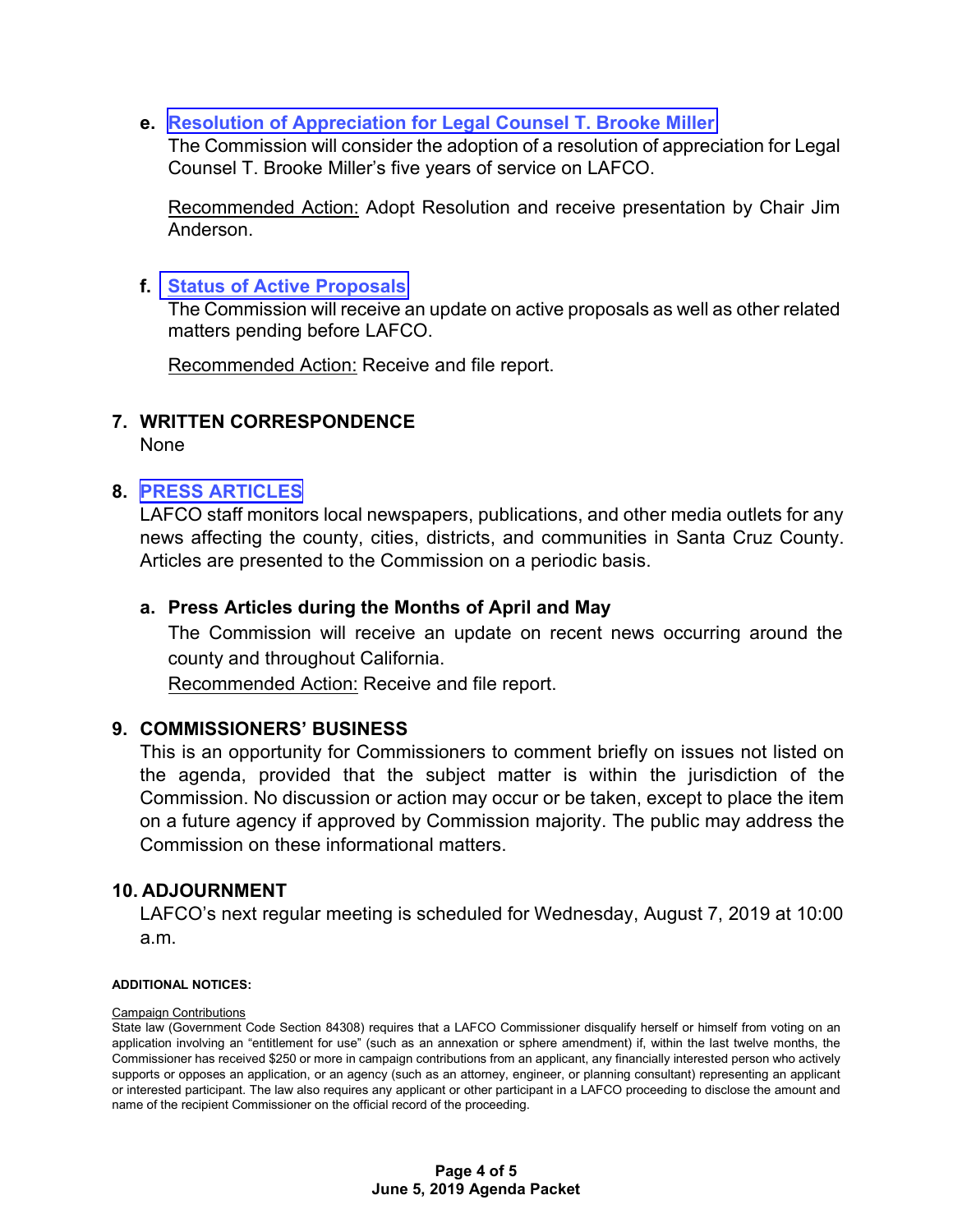**e. [Resolution of Appreciation for Legal Counsel T. Brooke Miller](#)**

The Commission will consider the adoption of a resolution of appreciation for Legal Counsel T. Brooke Miller's five years of service on LAFCO.

<u>Recommended Action:</u> Adopt Resolution and receive presentation by Chair Jim Anderson.

**f. [Status of Active Proposals](#)**

The Commission will receive an update on active proposals as well as other related matters pending before LAFCO.

<u>Recommended Action:</u> Receive and file report.

## 7. WRITTEN CORRESPONDENCE

None

## 8. [PRESS ARTICLES](#)

LAFCO staff monitors local newspapers, publications, and other media outlets for any news affecting the county, cities, districts, and communities in Santa Cruz County. Articles are presented to the Commission on a periodic basis.

**a. Press Articles during the Months of April and May**

The Commission will receive an update on recent news occurring around the county and throughout California.

<u>Recommended Action:</u> Receive and file report.

## 9. COMMISSIONERS' BUSINESS

This is an opportunity for Commissioners to comment briefly on issues not listed on the agenda, provided that the subject matter is within the jurisdiction of the Commission. No discussion or action may occur or be taken, except to place the item on a future agency if approved by Commission majority. The public may address the Commission on these informational matters.

## 10. ADJOURNMENT

LAFCO's next regular meeting is scheduled for Wednesday, August 7, 2019 at 10:00 a.m.

**ADDITIONAL NOTICES:**

<u>Campaign Contributions</u>

State law (Government Code Section 84308) requires that a LAFCO Commissioner disqualify herself or himself from voting on an application involving an "entitlement for use" (such as an annexation or sphere amendment) if, within the last twelve months, the Commissioner has received $250 or more in campaign contributions from an applicant, any financially interested person who actively supports or opposes an application, or an agency (such as an attorney, engineer, or planning consultant) representing an applicant or interested participant. The law also requires any applicant or other participant in a LAFCO proceeding to disclose the amount and name of the recipient Commissioner on the official record of the proceeding.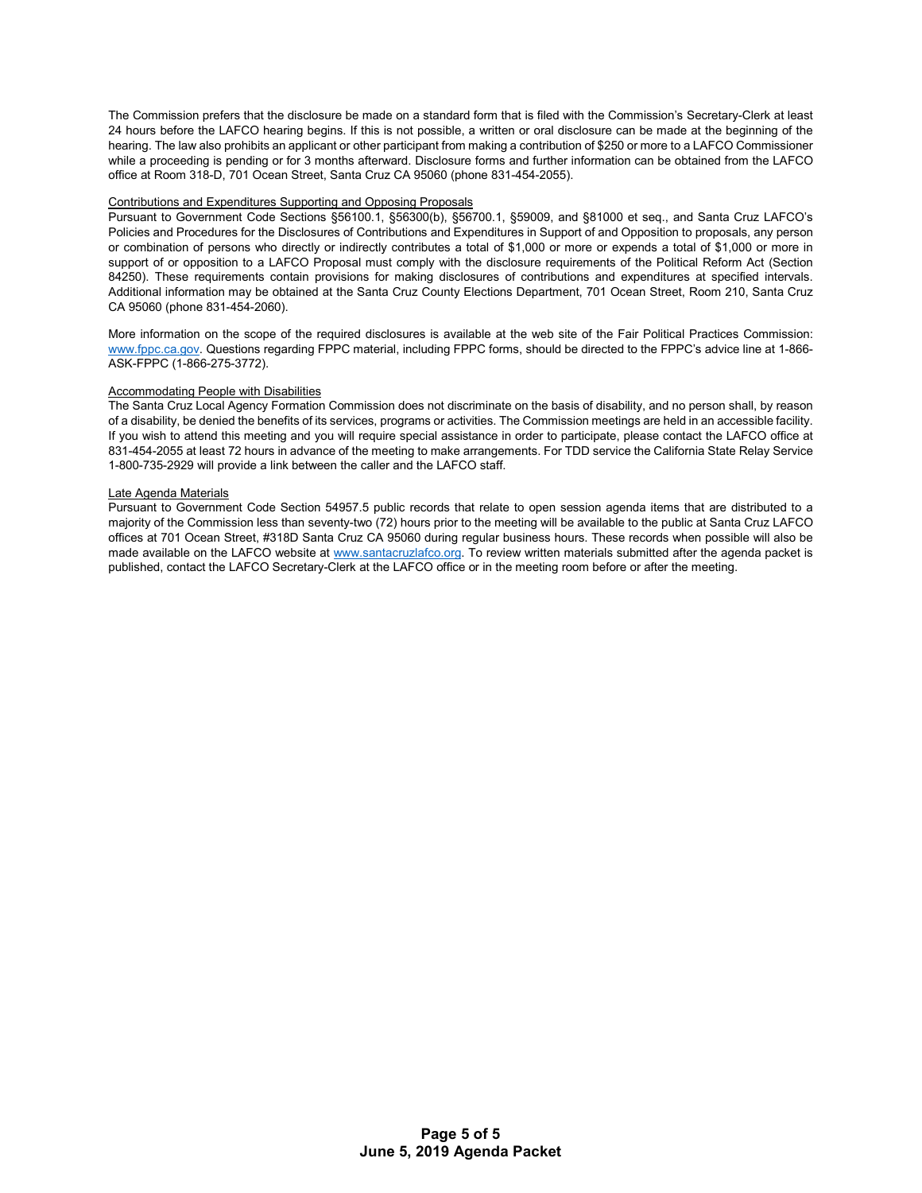The Commission prefers that the disclosure be made on a standard form that is filed with the Commission's Secretary-Clerk at least 24 hours before the LAFCO hearing begins. If this is not possible, a written or oral disclosure can be made at the beginning of the hearing. The law also prohibits an applicant or other participant from making a contribution of $250 or more to a LAFCO Commissioner while a proceeding is pending or for 3 months afterward. Disclosure forms and further information can be obtained from the LAFCO office at Room 318-D, 701 Ocean Street, Santa Cruz CA 95060 (phone 831-454-2055).

Contributions and Expenditures Supporting and Opposing Proposals

Pursuant to Government Code Sections §56100.1, §56300(b), §56700.1, §59009, and §81000 et seq., and Santa Cruz LAFCO's Policies and Procedures for the Disclosures of Contributions and Expenditures in Support of and Opposition to proposals, any person or combination of persons who directly or indirectly contributes a total of $1,000 or more or expends a total of $1,000 or more in support of or opposition to a LAFCO Proposal must comply with the disclosure requirements of the Political Reform Act (Section 84250). These requirements contain provisions for making disclosures of contributions and expenditures at specified intervals. Additional information may be obtained at the Santa Cruz County Elections Department, 701 Ocean Street, Room 210, Santa Cruz CA 95060 (phone 831-454-2060).

More information on the scope of the required disclosures is available at the web site of the Fair Political Practices Commission: www.fppc.ca.gov. Questions regarding FPPC material, including FPPC forms, should be directed to the FPPC's advice line at 1-866-ASK-FPPC (1-866-275-3772).

Accommodating People with Disabilities

The Santa Cruz Local Agency Formation Commission does not discriminate on the basis of disability, and no person shall, by reason of a disability, be denied the benefits of its services, programs or activities. The Commission meetings are held in an accessible facility. If you wish to attend this meeting and you will require special assistance in order to participate, please contact the LAFCO office at 831-454-2055 at least 72 hours in advance of the meeting to make arrangements. For TDD service the California State Relay Service 1-800-735-2929 will provide a link between the caller and the LAFCO staff.

Late Agenda Materials

Pursuant to Government Code Section 54957.5 public records that relate to open session agenda items that are distributed to a majority of the Commission less than seventy-two (72) hours prior to the meeting will be available to the public at Santa Cruz LAFCO offices at 701 Ocean Street, #318D Santa Cruz CA 95060 during regular business hours. These records when possible will also be made available on the LAFCO website at www.santacruzlafco.org. To review written materials submitted after the agenda packet is published, contact the LAFCO Secretary-Clerk at the LAFCO office or in the meeting room before or after the meeting.